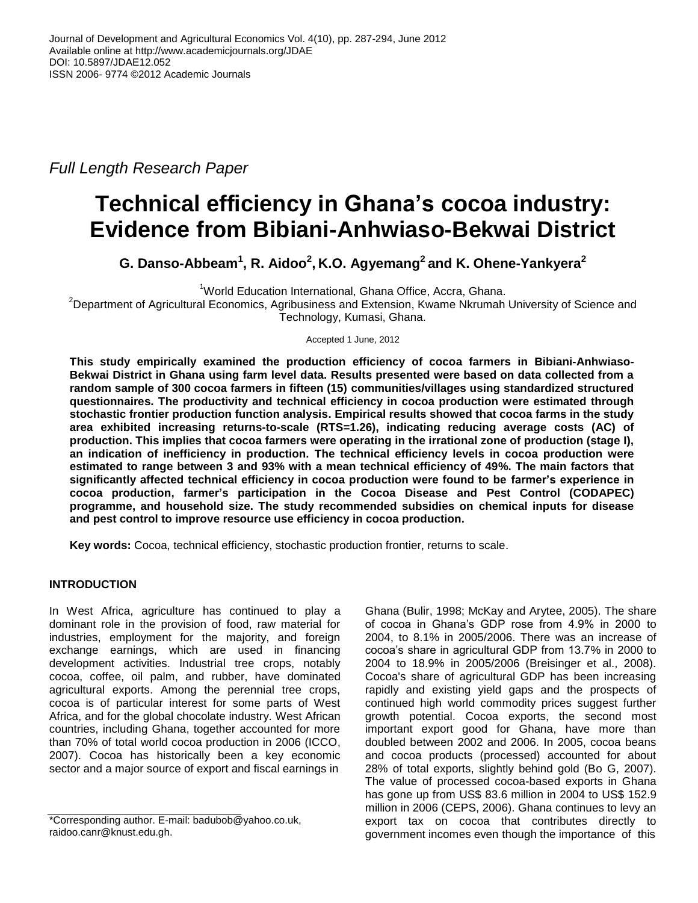*Full Length Research Paper*

# Technical efficiency in Ghana's cocoa industry: Evidence from Bibiani-Anhwiaso-Bekwai District

**G. Danso-Abbeam[1], R. Aidoo[2], K.O. Agyemang[2] and K. Ohene-Yankyera[2]**

[1]World Education International, Ghana Office, Accra, Ghana.
[2]Department of Agricultural Economics, Agribusiness and Extension, Kwame Nkrumah University of Science and Technology, Kumasi, Ghana.

Accepted 1 June, 2012

**This study empirically examined the production efficiency of cocoa farmers in Bibiani-Anhwiaso-Bekwai District in Ghana using farm level data. Results presented were based on data collected from a random sample of 300 cocoa farmers in fifteen (15) communities/villages using standardized structured questionnaires. The productivity and technical efficiency in cocoa production were estimated through stochastic frontier production function analysis. Empirical results showed that cocoa farms in the study area exhibited increasing returns-to-scale (RTS=1.26), indicating reducing average costs (AC) of production. This implies that cocoa farmers were operating in the irrational zone of production (stage I), an indication of inefficiency in production. The technical efficiency levels in cocoa production were estimated to range between 3 and 93% with a mean technical efficiency of 49%. The main factors that significantly affected technical efficiency in cocoa production were found to be farmer's experience in cocoa production, farmer's participation in the Cocoa Disease and Pest Control (CODAPEC) programme, and household size. The study recommended subsidies on chemical inputs for disease and pest control to improve resource use efficiency in cocoa production.**

**Key words:** Cocoa, technical efficiency, stochastic production frontier, returns to scale.

## INTRODUCTION

In West Africa, agriculture has continued to play a dominant role in the provision of food, raw material for industries, employment for the majority, and foreign exchange earnings, which are used in financing development activities. Industrial tree crops, notably cocoa, coffee, oil palm, and rubber, have dominated agricultural exports. Among the perennial tree crops, cocoa is of particular interest for some parts of West Africa, and for the global chocolate industry. West African countries, including Ghana, together accounted for more than 70% of total world cocoa production in 2006 (ICCO, 2007). Cocoa has historically been a key economic sector and a major source of export and fiscal earnings in Ghana (Bulir, 1998; McKay and Arytee, 2005). The share of cocoa in Ghana's GDP rose from 4.9% in 2000 to 2004, to 8.1% in 2005/2006. There was an increase of cocoa's share in agricultural GDP from 13.7% in 2000 to 2004 to 18.9% in 2005/2006 (Breisinger et al., 2008). Cocoa's share of agricultural GDP has been increasing rapidly and existing yield gaps and the prospects of continued high world commodity prices suggest further growth potential. Cocoa exports, the second most important export good for Ghana, have more than doubled between 2002 and 2006. In 2005, cocoa beans and cocoa products (processed) accounted for about 28% of total exports, slightly behind gold (Bo G, 2007). The value of processed cocoa-based exports in Ghana has gone up from US$ 83.6 million in 2004 to US$ 152.9 million in 2006 (CEPS, 2006). Ghana continues to levy an export tax on cocoa that contributes directly to government incomes even though the importance of this

*Corresponding author. E-mail: badubob@yahoo.co.uk, raidoo.canr@knust.edu.gh.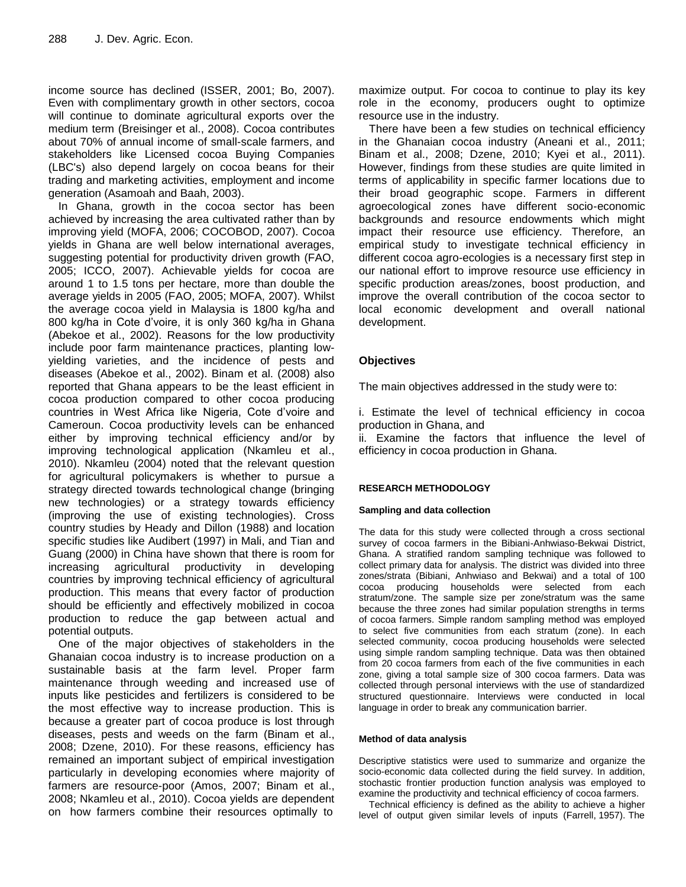income source has declined (ISSER, 2001; Bo, 2007). Even with complimentary growth in other sectors, cocoa will continue to dominate agricultural exports over the medium term (Breisinger et al., 2008). Cocoa contributes about 70% of annual income of small-scale farmers, and stakeholders like Licensed cocoa Buying Companies (LBC's) also depend largely on cocoa beans for their trading and marketing activities, employment and income generation (Asamoah and Baah, 2003).

In Ghana, growth in the cocoa sector has been achieved by increasing the area cultivated rather than by improving yield (MOFA, 2006; COCOBOD, 2007). Cocoa yields in Ghana are well below international averages, suggesting potential for productivity driven growth (FAO, 2005; ICCO, 2007). Achievable yields for cocoa are around 1 to 1.5 tons per hectare, more than double the average yields in 2005 (FAO, 2005; MOFA, 2007). Whilst the average cocoa yield in Malaysia is 1800 kg/ha and 800 kg/ha in Cote d'voire, it is only 360 kg/ha in Ghana (Abekoe et al., 2002). Reasons for the low productivity include poor farm maintenance practices, planting low-yielding varieties, and the incidence of pests and diseases (Abekoe et al., 2002). Binam et al. (2008) also reported that Ghana appears to be the least efficient in cocoa production compared to other cocoa producing countries in West Africa like Nigeria, Cote d'voire and Cameroun. Cocoa productivity levels can be enhanced either by improving technical efficiency and/or by improving technological application (Nkamleu et al., 2010). Nkamleu (2004) noted that the relevant question for agricultural policymakers is whether to pursue a strategy directed towards technological change (bringing new technologies) or a strategy towards efficiency (improving the use of existing technologies). Cross country studies by Heady and Dillon (1988) and location specific studies like Audibert (1997) in Mali, and Tian and Guang (2000) in China have shown that there is room for increasing agricultural productivity in developing countries by improving technical efficiency of agricultural production. This means that every factor of production should be efficiently and effectively mobilized in cocoa production to reduce the gap between actual and potential outputs.

One of the major objectives of stakeholders in the Ghanaian cocoa industry is to increase production on a sustainable basis at the farm level. Proper farm maintenance through weeding and increased use of inputs like pesticides and fertilizers is considered to be the most effective way to increase production. This is because a greater part of cocoa produce is lost through diseases, pests and weeds on the farm (Binam et al., 2008; Dzene, 2010). For these reasons, efficiency has remained an important subject of empirical investigation particularly in developing economies where majority of farmers are resource-poor (Amos, 2007; Binam et al., 2008; Nkamleu et al., 2010). Cocoa yields are dependent on how farmers combine their resources optimally to maximize output. For cocoa to continue to play its key role in the economy, producers ought to optimize resource use in the industry.

There have been a few studies on technical efficiency in the Ghanaian cocoa industry (Aneani et al., 2011; Binam et al., 2008; Dzene, 2010; Kyei et al., 2011). However, findings from these studies are quite limited in terms of applicability in specific farmer locations due to their broad geographic scope. Farmers in different agroecological zones have different socio-economic backgrounds and resource endowments which might impact their resource use efficiency. Therefore, an empirical study to investigate technical efficiency in different cocoa agro-ecologies is a necessary first step in our national effort to improve resource use efficiency in specific production areas/zones, boost production, and improve the overall contribution of the cocoa sector to local economic development and overall national development.

## Objectives

The main objectives addressed in the study were to:

i. Estimate the level of technical efficiency in cocoa production in Ghana, and

ii. Examine the factors that influence the level of efficiency in cocoa production in Ghana.

## RESEARCH METHODOLOGY

### Sampling and data collection

The data for this study were collected through a cross sectional survey of cocoa farmers in the Bibiani-Anhwiaso-Bekwai District, Ghana. A stratified random sampling technique was followed to collect primary data for analysis. The district was divided into three zones/strata (Bibiani, Anhwiaso and Bekwai) and a total of 100 cocoa producing households were selected from each stratum/zone. The sample size per zone/stratum was the same because the three zones had similar population strengths in terms of cocoa farmers. Simple random sampling method was employed to select five communities from each stratum (zone). In each selected community, cocoa producing households were selected using simple random sampling technique. Data was then obtained from 20 cocoa farmers from each of the five communities in each zone, giving a total sample size of 300 cocoa farmers. Data was collected through personal interviews with the use of standardized structured questionnaire. Interviews were conducted in local language in order to break any communication barrier.

### Method of data analysis

Descriptive statistics were used to summarize and organize the socio-economic data collected during the field survey. In addition, stochastic frontier production function analysis was employed to examine the productivity and technical efficiency of cocoa farmers.

Technical efficiency is defined as the ability to achieve a higher level of output given similar levels of inputs (Farrell, 1957). The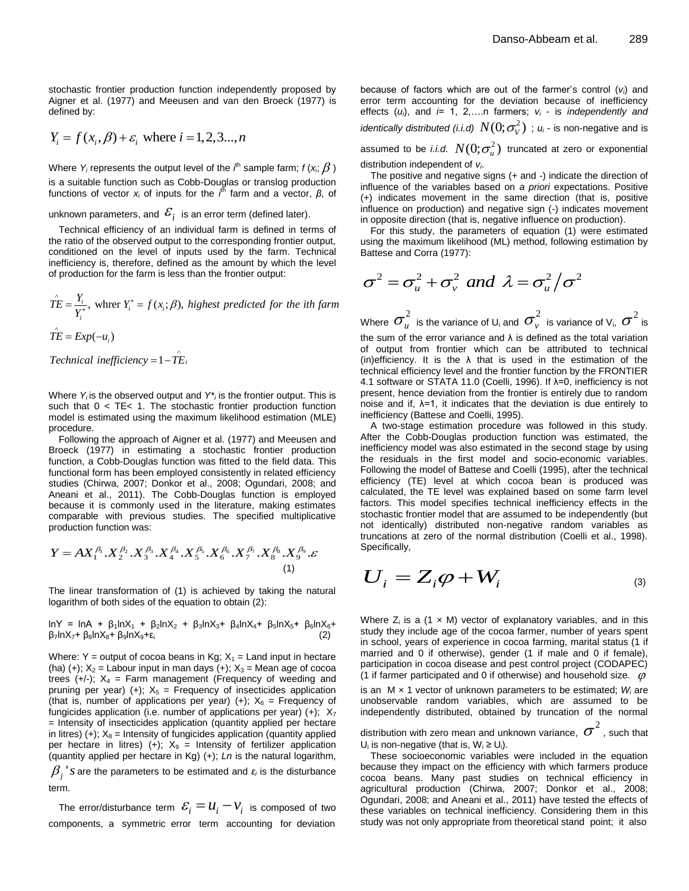stochastic frontier production function independently proposed by Aigner et al. (1977) and Meeusen and van den Broeck (1977) is defined by:

$$Y_i = f(x_i, \beta) + \varepsilon_i \text{ where } i = 1,2,3...,n$$

Where $Y_i$ represents the output level of the $i^{th}$ sample farm; $f(x_i; \beta)$ is a suitable function such as Cobb-Douglas or translog production functions of vector $x_i$ of inputs for the $i^{th}$ farm and a vector, $\beta$, of unknown parameters, and $\varepsilon_i$ is an error term (defined later).

Technical efficiency of an individual farm is defined in terms of the ratio of the observed output to the corresponding frontier output, conditioned on the level of inputs used by the farm. Technical inefficiency is, therefore, defined as the amount by which the level of production for the farm is less than the frontier output:

$$\hat{TE} = \frac{Y_i}{Y_i^*}, \text{ whrer } Y_i^* = f(x_i; \beta), \textit{ highest predicted for the ith farm}$$

$$\hat{TE} = Exp(-u_i)$$

$$Technical\ inefficiency = 1 - \hat{TE}_i$$

Where $Y_i$ is the observed output and $Y^*_i$ is the frontier output. This is such that $0 < TE < 1$. The stochastic frontier production function model is estimated using the maximum likelihood estimation (MLE) procedure.

Following the approach of Aigner et al. (1977) and Meeusen and Broeck (1977) in estimating a stochastic frontier production function, a Cobb-Douglas function was fitted to the field data. This functional form has been employed consistently in related efficiency studies (Chirwa, 2007; Donkor et al., 2008; Ogundari, 2008; and Aneani et al., 2011). The Cobb-Douglas function is employed because it is commonly used in the literature, making estimates comparable with previous studies. The specified multiplicative production function was:

$$Y = AX_1^{\beta_1}.X_2^{\beta_2}.X_3^{\beta_3}.X_4^{\beta_4}.X_5^{\beta_5}.X_6^{\beta_6}.X_7^{\beta_7}.X_8^{\beta_8}.X_9^{\beta_9}.\varepsilon \quad (1)$$

The linear transformation of (1) is achieved by taking the natural logarithm of both sides of the equation to obtain (2):

$$\ln Y = \ln A + \beta_1 \ln X_1 + \beta_2 \ln X_2 + \beta_3 \ln X_3 + \beta_4 \ln X_4 + \beta_5 \ln X_5 + \beta_6 \ln X_6 + \beta_7 \ln X_7 + \beta_8 \ln X_8 + \beta_9 \ln X_9 + \varepsilon_i \quad (2)$$

Where: Y = output of cocoa beans in Kg; $X_1$ = Land input in hectare (ha) (+); $X_2$ = Labour input in man days (+); $X_3$ = Mean age of cocoa trees (+/-); $X_4$ = Farm management (Frequency of weeding and pruning per year) (+); $X_5$ = Frequency of insecticides application (that is, number of applications per year) (+); $X_6$ = Frequency of fungicides application (i.e. number of applications per year) (+); $X_7$ = Intensity of insecticides application (quantity applied per hectare in litres) (+); $X_8$ = Intensity of fungicides application (quantity applied per hectare in litres) (+); $X_9$ = Intensity of fertilizer application (quantity applied per hectare in Kg) (+); *Ln* is the natural logarithm, $\beta_j$'s are the parameters to be estimated and $\varepsilon_i$ is the disturbance term.

The error/disturbance term $\varepsilon_i = u_i - v_i$ is composed of two components, a symmetric error term accounting for deviation because of factors which are out of the farmer's control ($v_i$) and error term accounting for the deviation because of inefficiency effects ($u_i$), and $i$= 1, 2,….n farmers; $v_i$ - is *independently and identically distributed (i.i.d)* $N(0;\sigma_V^2)$ ; $u_i$ - is non-negative and is assumed to be *i.i.d.* $N(0;\sigma_u^2)$ truncated at zero or exponential distribution independent of $v_i$.

The positive and negative signs (+ and -) indicate the direction of influence of the variables based on *a priori* expectations. Positive (+) indicates movement in the same direction (that is, positive influence on production) and negative sign (-) indicates movement in opposite direction (that is, negative influence on production).

For this study, the parameters of equation (1) were estimated using the maximum likelihood (ML) method, following estimation by Battese and Corra (1977):

$$\sigma^2 = \sigma_u^2 + \sigma_v^2 \ and \ \lambda = \sigma_u^2 / \sigma^2$$

Where $\sigma_u^2$ is the variance of $U_i$ and $\sigma_v^2$ is variance of $V_i$, $\sigma^2$ is the sum of the error variance and λ is defined as the total variation of output from frontier which can be attributed to technical (in)efficiency. It is the λ that is used in the estimation of the technical efficiency level and the frontier function by the FRONTIER 4.1 software or STATA 11.0 (Coelli, 1996). If λ=0, inefficiency is not present, hence deviation from the frontier is entirely due to random noise and if, λ=1, it indicates that the deviation is due entirely to inefficiency (Battese and Coelli, 1995).

A two-stage estimation procedure was followed in this study. After the Cobb-Douglas production function was estimated, the inefficiency model was also estimated in the second stage by using the residuals in the first model and socio-economic variables. Following the model of Battese and Coelli (1995), after the technical efficiency (TE) level at which cocoa bean is produced was calculated, the TE level was explained based on some farm level factors. This model specifies technical inefficiency effects in the stochastic frontier model that are assumed to be independently (but not identically) distributed non-negative random variables as truncations at zero of the normal distribution (Coelli et al., 1998). Specifically,

$$U_i = Z_i \varphi + W_i \quad (3)$$

Where $Z_i$ is a (1 × M) vector of explanatory variables, and in this study they include age of the cocoa farmer, number of years spent in school, years of experience in cocoa farming, marital status (1 if married and 0 if otherwise), gender (1 if male and 0 if female), participation in cocoa disease and pest control project (CODAPEC) (1 if farmer participated and 0 if otherwise) and household size. $\varphi$ is an M × 1 vector of unknown parameters to be estimated; $W_i$ are unobservable random variables, which are assumed to be independently distributed, obtained by truncation of the normal distribution with zero mean and unknown variance, $\sigma^2$, such that $U_i$ is non-negative (that is, $W_i \geq U_i$).

These socioeconomic variables were included in the equation because they impact on the efficiency with which farmers produce cocoa beans. Many past studies on technical efficiency in agricultural production (Chirwa, 2007; Donkor et al., 2008; Ogundari, 2008; and Aneani et al., 2011) have tested the effects of these variables on technical inefficiency. Considering them in this study was not only appropriate from theoretical stand point; it also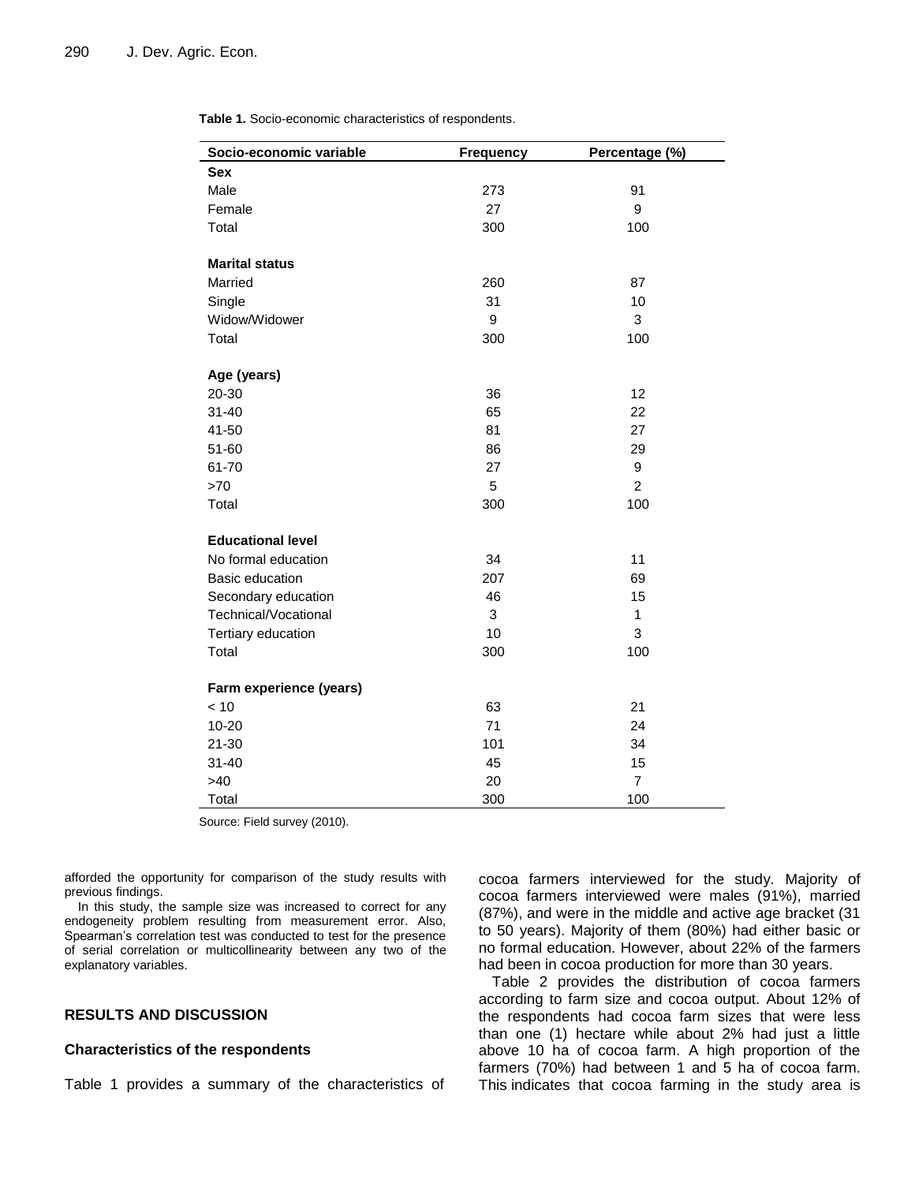**Table 1.** Socio-economic characteristics of respondents.

| Socio-economic variable | Frequency | Percentage (%) |
|---|---|---|
| **Sex** | | |
| Male | 273 | 91 |
| Female | 27 | 9 |
| Total | 300 | 100 |
| | | |
| **Marital status** | | |
| Married | 260 | 87 |
| Single | 31 | 10 |
| Widow/Widower | 9 | 3 |
| Total | 300 | 100 |
| | | |
| **Age (years)** | | |
| 20-30 | 36 | 12 |
| 31-40 | 65 | 22 |
| 41-50 | 81 | 27 |
| 51-60 | 86 | 29 |
| 61-70 | 27 | 9 |
| >70 | 5 | 2 |
| Total | 300 | 100 |
| | | |
| **Educational level** | | |
| No formal education | 34 | 11 |
| Basic education | 207 | 69 |
| Secondary education | 46 | 15 |
| Technical/Vocational | 3 | 1 |
| Tertiary education | 10 | 3 |
| Total | 300 | 100 |
| | | |
| **Farm experience (years)** | | |
| < 10 | 63 | 21 |
| 10-20 | 71 | 24 |
| 21-30 | 101 | 34 |
| 31-40 | 45 | 15 |
| >40 | 20 | 7 |
| Total | 300 | 100 |

Source: Field survey (2010).

afforded the opportunity for comparison of the study results with previous findings.

In this study, the sample size was increased to correct for any endogeneity problem resulting from measurement error. Also, Spearman's correlation test was conducted to test for the presence of serial correlation or multicollinearity between any two of the explanatory variables.

## RESULTS AND DISCUSSION

### Characteristics of the respondents

Table 1 provides a summary of the characteristics of cocoa farmers interviewed for the study. Majority of cocoa farmers interviewed were males (91%), married (87%), and were in the middle and active age bracket (31 to 50 years). Majority of them (80%) had either basic or no formal education. However, about 22% of the farmers had been in cocoa production for more than 30 years.

Table 2 provides the distribution of cocoa farmers according to farm size and cocoa output. About 12% of the respondents had cocoa farm sizes that were less than one (1) hectare while about 2% had just a little above 10 ha of cocoa farm. A high proportion of the farmers (70%) had between 1 and 5 ha of cocoa farm. This indicates that cocoa farming in the study area is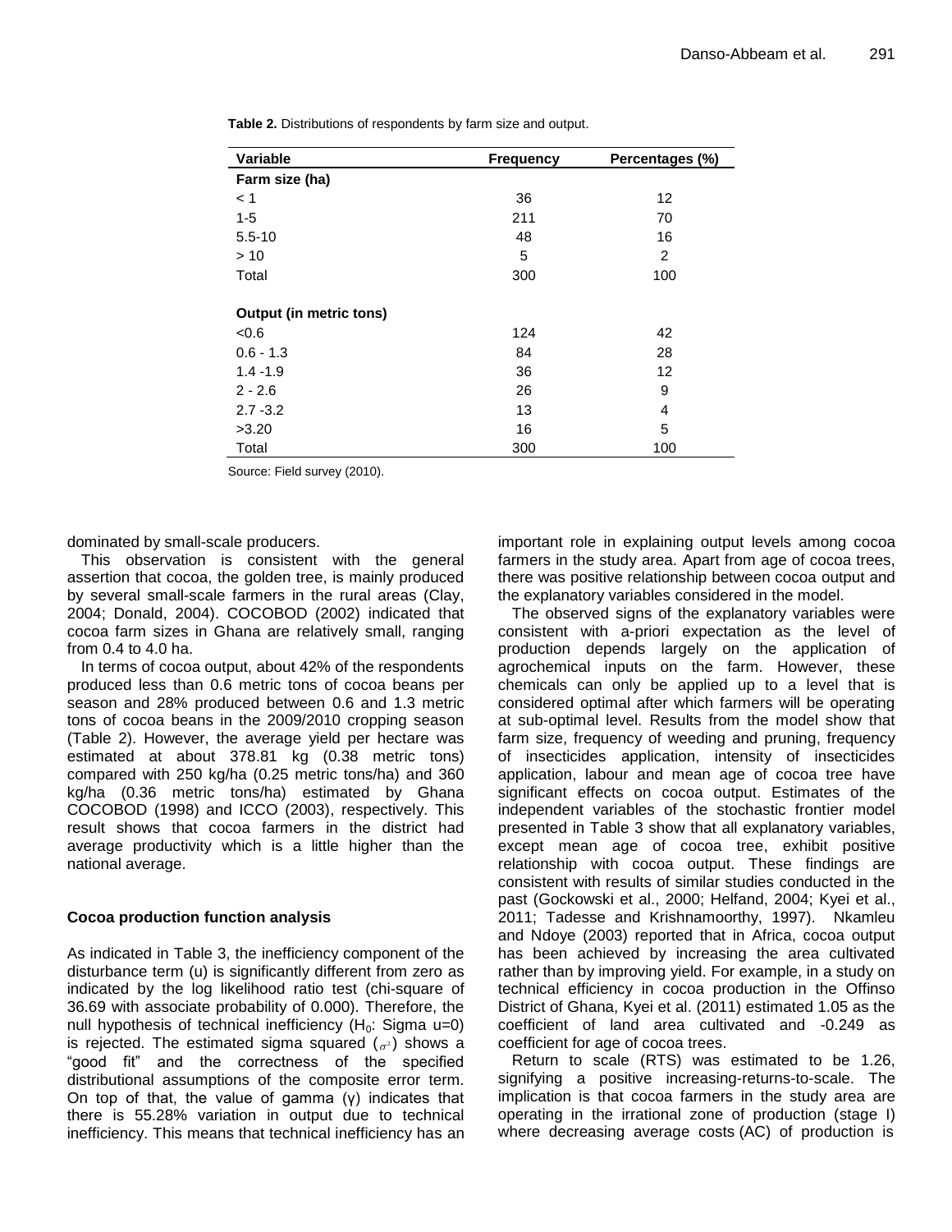**Table 2.** Distributions of respondents by farm size and output.

| Variable | Frequency | Percentages (%) |
|---|---|---|
| **Farm size (ha)** | | |
| < 1 | 36 | 12 |
| 1-5 | 211 | 70 |
| 5.5-10 | 48 | 16 |
| > 10 | 5 | 2 |
| Total | 300 | 100 |
| | | |
| **Output (in metric tons)** | | |
| <0.6 | 124 | 42 |
| 0.6 - 1.3 | 84 | 28 |
| 1.4 -1.9 | 36 | 12 |
| 2 - 2.6 | 26 | 9 |
| 2.7 -3.2 | 13 | 4 |
| >3.20 | 16 | 5 |
| Total | 300 | 100 |

Source: Field survey (2010).

dominated by small-scale producers.

This observation is consistent with the general assertion that cocoa, the golden tree, is mainly produced by several small-scale farmers in the rural areas (Clay, 2004; Donald, 2004). COCOBOD (2002) indicated that cocoa farm sizes in Ghana are relatively small, ranging from 0.4 to 4.0 ha.

In terms of cocoa output, about 42% of the respondents produced less than 0.6 metric tons of cocoa beans per season and 28% produced between 0.6 and 1.3 metric tons of cocoa beans in the 2009/2010 cropping season (Table 2). However, the average yield per hectare was estimated at about 378.81 kg (0.38 metric tons) compared with 250 kg/ha (0.25 metric tons/ha) and 360 kg/ha (0.36 metric tons/ha) estimated by Ghana COCOBOD (1998) and ICCO (2003), respectively. This result shows that cocoa farmers in the district had average productivity which is a little higher than the national average.

### Cocoa production function analysis

As indicated in Table 3, the inefficiency component of the disturbance term (u) is significantly different from zero as indicated by the log likelihood ratio test (chi-square of 36.69 with associate probability of 0.000). Therefore, the null hypothesis of technical inefficiency ($H_0$: Sigma u=0) is rejected. The estimated sigma squared ($\sigma^2$) shows a "good fit" and the correctness of the specified distributional assumptions of the composite error term. On top of that, the value of gamma (γ) indicates that there is 55.28% variation in output due to technical inefficiency. This means that technical inefficiency has an important role in explaining output levels among cocoa farmers in the study area. Apart from age of cocoa trees, there was positive relationship between cocoa output and the explanatory variables considered in the model.

The observed signs of the explanatory variables were consistent with a-priori expectation as the level of production depends largely on the application of agrochemical inputs on the farm. However, these chemicals can only be applied up to a level that is considered optimal after which farmers will be operating at sub-optimal level. Results from the model show that farm size, frequency of weeding and pruning, frequency of insecticides application, intensity of insecticides application, labour and mean age of cocoa tree have significant effects on cocoa output. Estimates of the independent variables of the stochastic frontier model presented in Table 3 show that all explanatory variables, except mean age of cocoa tree, exhibit positive relationship with cocoa output. These findings are consistent with results of similar studies conducted in the past (Gockowski et al., 2000; Helfand, 2004; Kyei et al., 2011; Tadesse and Krishnamoorthy, 1997). Nkamleu and Ndoye (2003) reported that in Africa, cocoa output has been achieved by increasing the area cultivated rather than by improving yield. For example, in a study on technical efficiency in cocoa production in the Offinso District of Ghana, Kyei et al. (2011) estimated 1.05 as the coefficient of land area cultivated and -0.249 as coefficient for age of cocoa trees.

Return to scale (RTS) was estimated to be 1.26, signifying a positive increasing-returns-to-scale. The implication is that cocoa farmers in the study area are operating in the irrational zone of production (stage I) where decreasing average costs (AC) of production is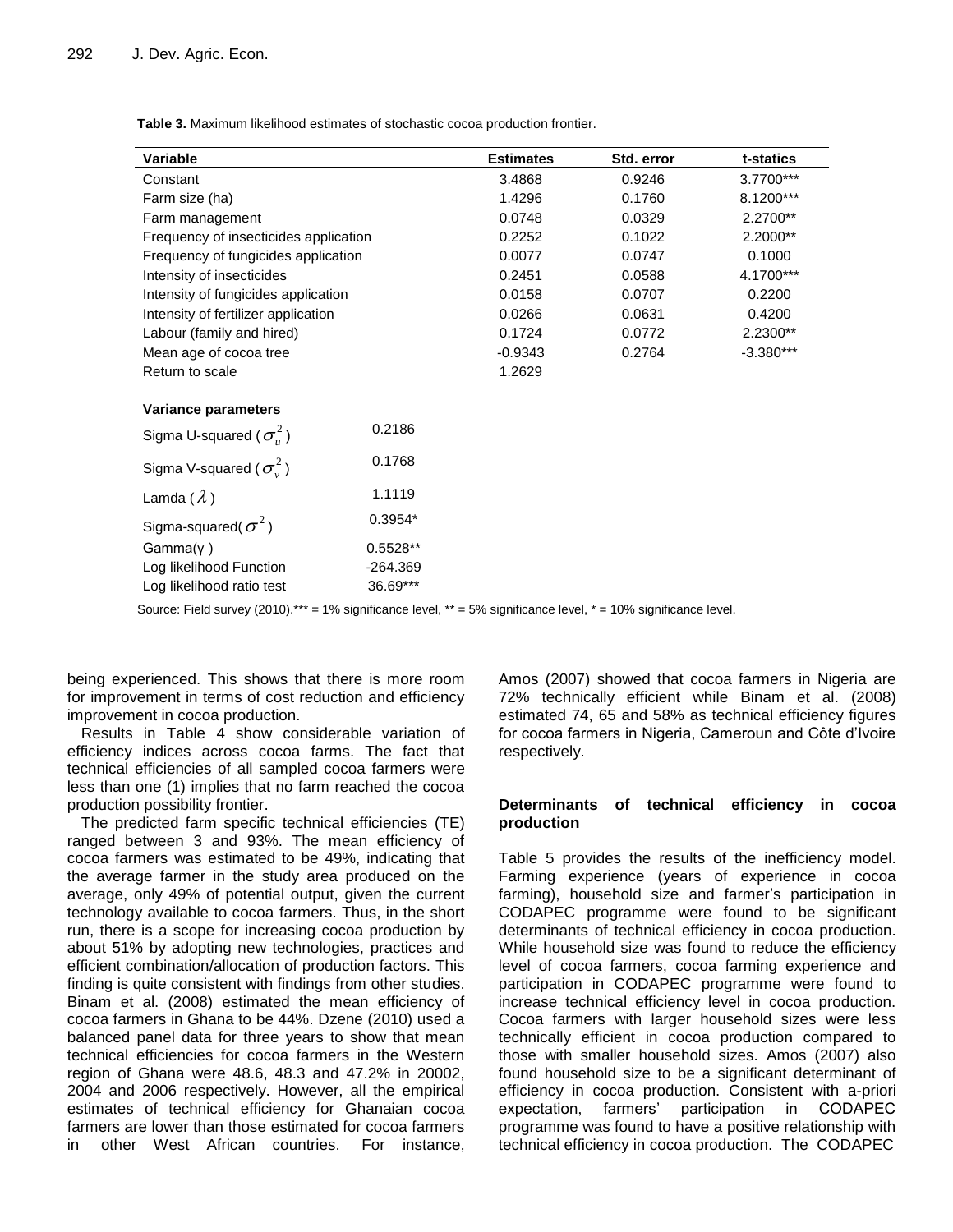**Table 3.** Maximum likelihood estimates of stochastic cocoa production frontier.

| Variable | | Estimates | Std. error | t-statics |
|---|---|---|---|---|
| Constant | | 3.4868 | 0.9246 | 3.7700*** |
| Farm size (ha) | | 1.4296 | 0.1760 | 8.1200*** |
| Farm management | | 0.0748 | 0.0329 | 2.2700** |
| Frequency of insecticides application | | 0.2252 | 0.1022 | 2.2000** |
| Frequency of fungicides application | | 0.0077 | 0.0747 | 0.1000 |
| Intensity of insecticides | | 0.2451 | 0.0588 | 4.1700*** |
| Intensity of fungicides application | | 0.0158 | 0.0707 | 0.2200 |
| Intensity of fertilizer application | | 0.0266 | 0.0631 | 0.4200 |
| Labour (family and hired) | | 0.1724 | 0.0772 | 2.2300** |
| Mean age of cocoa tree | | -0.9343 | 0.2764 | -3.380*** |
| Return to scale | | 1.2629 | | |
| **Variance parameters** | | | | |
| Sigma U-squared ($\sigma_u^2$) | 0.2186 | | | |
| Sigma V-squared ($\sigma_v^2$) | 0.1768 | | | |
| Lamda ($\lambda$) | 1.1119 | | | |
| Sigma-squared($\sigma^2$) | 0.3954* | | | |
| Gamma(γ) | 0.5528** | | | |
| Log likelihood Function | -264.369 | | | |
| Log likelihood ratio test | 36.69*** | | | |

Source: Field survey (2010).*** = 1% significance level, ** = 5% significance level, * = 10% significance level.

being experienced. This shows that there is more room for improvement in terms of cost reduction and efficiency improvement in cocoa production.

Results in Table 4 show considerable variation of efficiency indices across cocoa farms. The fact that technical efficiencies of all sampled cocoa farmers were less than one (1) implies that no farm reached the cocoa production possibility frontier.

The predicted farm specific technical efficiencies (TE) ranged between 3 and 93%. The mean efficiency of cocoa farmers was estimated to be 49%, indicating that the average farmer in the study area produced on the average, only 49% of potential output, given the current technology available to cocoa farmers. Thus, in the short run, there is a scope for increasing cocoa production by about 51% by adopting new technologies, practices and efficient combination/allocation of production factors. This finding is quite consistent with findings from other studies. Binam et al. (2008) estimated the mean efficiency of cocoa farmers in Ghana to be 44%. Dzene (2010) used a balanced panel data for three years to show that mean technical efficiencies for cocoa farmers in the Western region of Ghana were 48.6, 48.3 and 47.2% in 20002, 2004 and 2006 respectively. However, all the empirical estimates of technical efficiency for Ghanaian cocoa farmers are lower than those estimated for cocoa farmers in other West African countries. For instance, Amos (2007) showed that cocoa farmers in Nigeria are 72% technically efficient while Binam et al. (2008) estimated 74, 65 and 58% as technical efficiency figures for cocoa farmers in Nigeria, Cameroun and Côte d'Ivoire respectively.

### Determinants of technical efficiency in cocoa production

Table 5 provides the results of the inefficiency model. Farming experience (years of experience in cocoa farming), household size and farmer's participation in CODAPEC programme were found to be significant determinants of technical efficiency in cocoa production. While household size was found to reduce the efficiency level of cocoa farmers, cocoa farming experience and participation in CODAPEC programme were found to increase technical efficiency level in cocoa production. Cocoa farmers with larger household sizes were less technically efficient in cocoa production compared to those with smaller household sizes. Amos (2007) also found household size to be a significant determinant of efficiency in cocoa production. Consistent with a-priori expectation, farmers' participation in CODAPEC programme was found to have a positive relationship with technical efficiency in cocoa production. The CODAPEC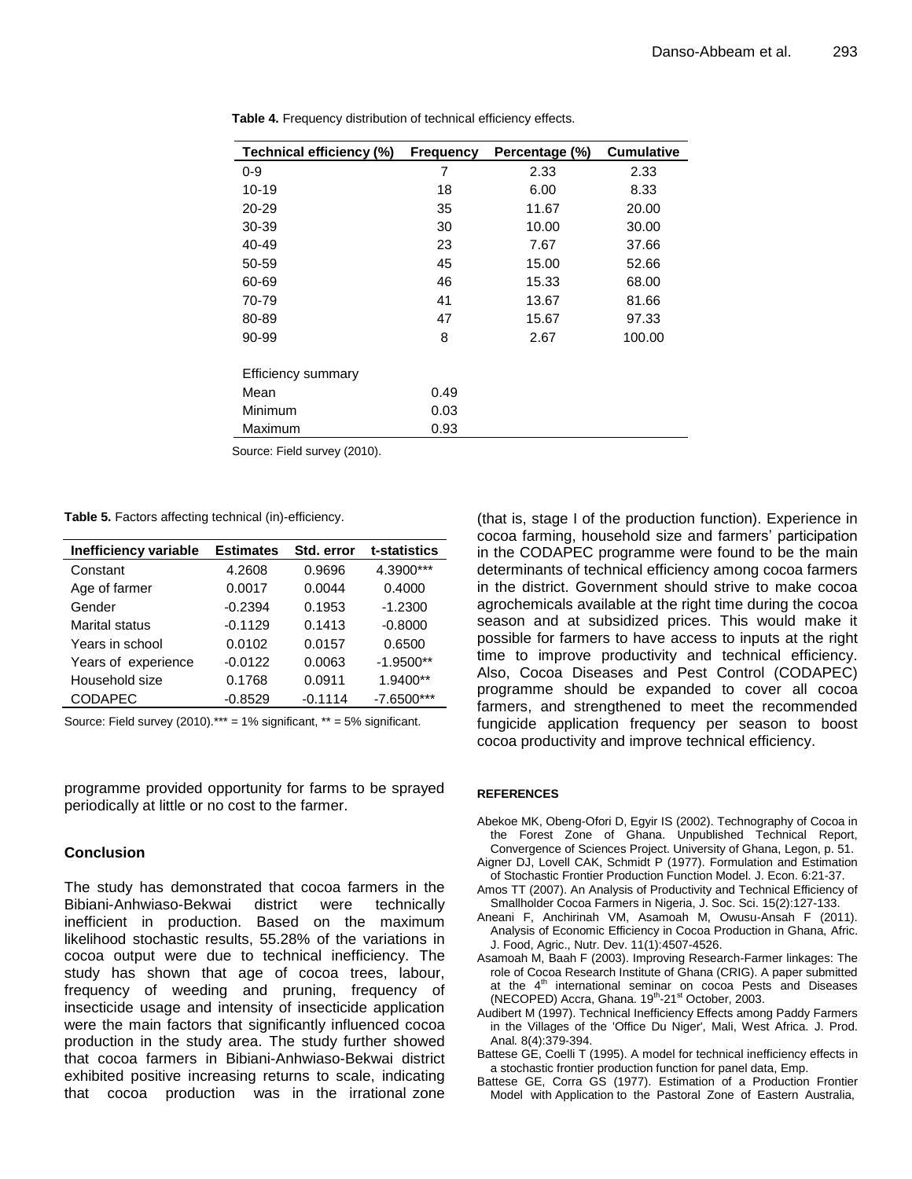**Table 4.** Frequency distribution of technical efficiency effects.

| Technical efficiency (%) | Frequency | Percentage (%) | Cumulative |
|---|---|---|---|
| 0-9 | 7 | 2.33 | 2.33 |
| 10-19 | 18 | 6.00 | 8.33 |
| 20-29 | 35 | 11.67 | 20.00 |
| 30-39 | 30 | 10.00 | 30.00 |
| 40-49 | 23 | 7.67 | 37.66 |
| 50-59 | 45 | 15.00 | 52.66 |
| 60-69 | 46 | 15.33 | 68.00 |
| 70-79 | 41 | 13.67 | 81.66 |
| 80-89 | 47 | 15.67 | 97.33 |
| 90-99 | 8 | 2.67 | 100.00 |
| | | | |
| Efficiency summary | | | |
| Mean | 0.49 | | |
| Minimum | 0.03 | | |
| Maximum | 0.93 | | |

Source: Field survey (2010).

**Table 5.** Factors affecting technical (in)-efficiency.

| Inefficiency variable | Estimates | Std. error | t-statistics |
|---|---|---|---|
| Constant | 4.2608 | 0.9696 | 4.3900*** |
| Age of farmer | 0.0017 | 0.0044 | 0.4000 |
| Gender | -0.2394 | 0.1953 | -1.2300 |
| Marital status | -0.1129 | 0.1413 | -0.8000 |
| Years in school | 0.0102 | 0.0157 | 0.6500 |
| Years of experience | -0.0122 | 0.0063 | -1.9500** |
| Household size | 0.1768 | 0.0911 | 1.9400** |
| CODAPEC | -0.8529 | -0.1114 | -7.6500*** |

Source: Field survey (2010).*** = 1% significant, ** = 5% significant.

programme provided opportunity for farms to be sprayed periodically at little or no cost to the farmer.

## Conclusion

The study has demonstrated that cocoa farmers in the Bibiani-Anhwiaso-Bekwai district were technically inefficient in production. Based on the maximum likelihood stochastic results, 55.28% of the variations in cocoa output were due to technical inefficiency. The study has shown that age of cocoa trees, labour, frequency of weeding and pruning, frequency of insecticide usage and intensity of insecticide application were the main factors that significantly influenced cocoa production in the study area. The study further showed that cocoa farmers in Bibiani-Anhwiaso-Bekwai district exhibited positive increasing returns to scale, indicating that cocoa production was in the irrational zone (that is, stage I of the production function). Experience in cocoa farming, household size and farmers' participation in the CODAPEC programme were found to be the main determinants of technical efficiency among cocoa farmers in the district. Government should strive to make cocoa agrochemicals available at the right time during the cocoa season and at subsidized prices. This would make it possible for farmers to have access to inputs at the right time to improve productivity and technical efficiency. Also, Cocoa Diseases and Pest Control (CODAPEC) programme should be expanded to cover all cocoa farmers, and strengthened to meet the recommended fungicide application frequency per season to boost cocoa productivity and improve technical efficiency.

## REFERENCES

Abekoe MK, Obeng-Ofori D, Egyir IS (2002). Technography of Cocoa in the Forest Zone of Ghana. Unpublished Technical Report, Convergence of Sciences Project. University of Ghana, Legon, p. 51.

Aigner DJ, Lovell CAK, Schmidt P (1977). Formulation and Estimation of Stochastic Frontier Production Function Model. J. Econ. 6:21-37.

Amos TT (2007). An Analysis of Productivity and Technical Efficiency of Smallholder Cocoa Farmers in Nigeria, J. Soc. Sci. 15(2):127-133.

Aneani F, Anchirinah VM, Asamoah M, Owusu-Ansah F (2011). Analysis of Economic Efficiency in Cocoa Production in Ghana, Afric. J. Food, Agric., Nutr. Dev. 11(1):4507-4526.

Asamoah M, Baah F (2003). Improving Research-Farmer linkages: The role of Cocoa Research Institute of Ghana (CRIG). A paper submitted at the 4th international seminar on cocoa Pests and Diseases (NECOPED) Accra, Ghana. 19th-21st October, 2003.

Audibert M (1997). Technical Inefficiency Effects among Paddy Farmers in the Villages of the 'Office Du Niger', Mali, West Africa. J. Prod. Anal. 8(4):379-394.

Battese GE, Coelli T (1995). A model for technical inefficiency effects in a stochastic frontier production function for panel data, Emp.

Battese GE, Corra GS (1977). Estimation of a Production Frontier Model with Application to the Pastoral Zone of Eastern Australia,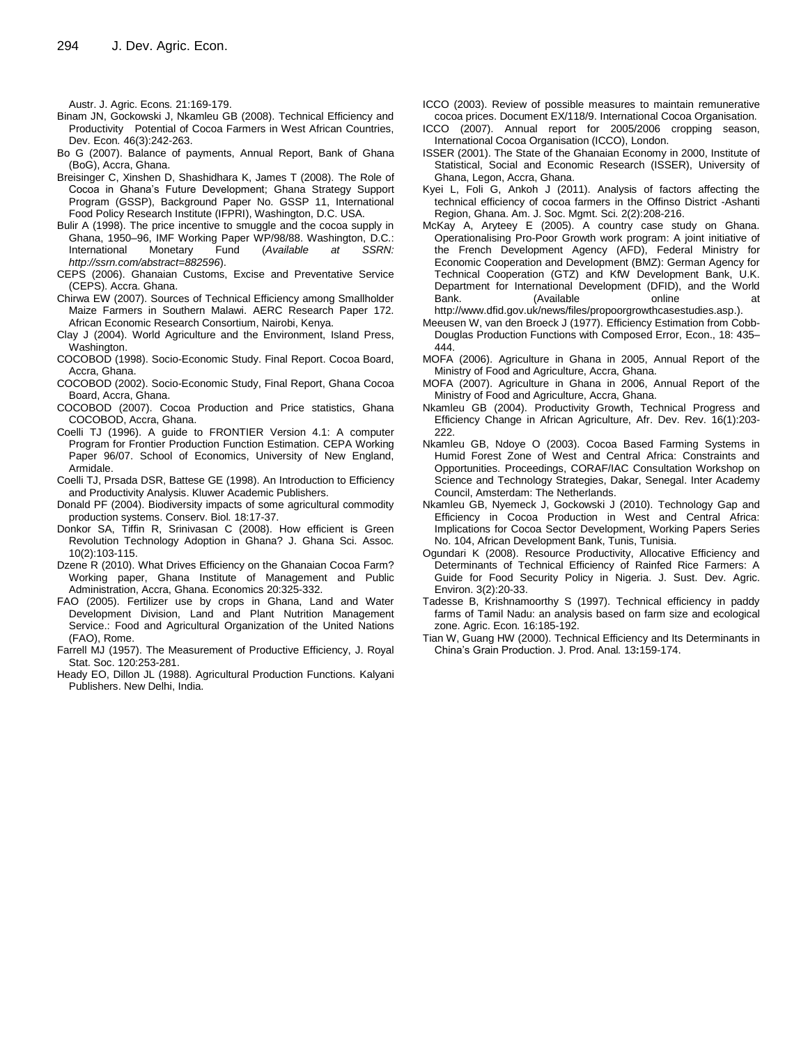Austr. J. Agric. Econs. 21:169-179.

Binam JN, Gockowski J, Nkamleu GB (2008). Technical Efficiency and Productivity Potential of Cocoa Farmers in West African Countries, Dev. Econ. 46(3):242-263.

Bo G (2007). Balance of payments, Annual Report, Bank of Ghana (BoG), Accra, Ghana.

Breisinger C, Xinshen D, Shashidhara K, James T (2008). The Role of Cocoa in Ghana's Future Development; Ghana Strategy Support Program (GSSP), Background Paper No. GSSP 11, International Food Policy Research Institute (IFPRI), Washington, D.C. USA.

Bulir A (1998). The price incentive to smuggle and the cocoa supply in Ghana, 1950–96, IMF Working Paper WP/98/88. Washington, D.C.: International Monetary Fund (*Available at SSRN: http://ssrn.com/abstract=882596*).

CEPS (2006). Ghanaian Customs, Excise and Preventative Service (CEPS). Accra. Ghana.

Chirwa EW (2007). Sources of Technical Efficiency among Smallholder Maize Farmers in Southern Malawi. AERC Research Paper 172. African Economic Research Consortium, Nairobi, Kenya.

Clay J (2004). World Agriculture and the Environment, Island Press, Washington.

COCOBOD (1998). Socio-Economic Study. Final Report. Cocoa Board, Accra, Ghana.

COCOBOD (2002). Socio-Economic Study, Final Report, Ghana Cocoa Board, Accra, Ghana.

COCOBOD (2007). Cocoa Production and Price statistics, Ghana COCOBOD, Accra, Ghana.

Coelli TJ (1996). A guide to FRONTIER Version 4.1: A computer Program for Frontier Production Function Estimation. CEPA Working Paper 96/07. School of Economics, University of New England, Armidale.

Coelli TJ, Prsada DSR, Battese GE (1998). An Introduction to Efficiency and Productivity Analysis. Kluwer Academic Publishers.

Donald PF (2004). Biodiversity impacts of some agricultural commodity production systems. Conserv. Biol. 18:17-37.

Donkor SA, Tiffin R, Srinivasan C (2008). How efficient is Green Revolution Technology Adoption in Ghana? J. Ghana Sci. Assoc. 10(2):103-115.

Dzene R (2010). What Drives Efficiency on the Ghanaian Cocoa Farm? Working paper, Ghana Institute of Management and Public Administration, Accra, Ghana. Economics 20:325-332.

FAO (2005). Fertilizer use by crops in Ghana, Land and Water Development Division, Land and Plant Nutrition Management Service.: Food and Agricultural Organization of the United Nations (FAO), Rome.

Farrell MJ (1957). The Measurement of Productive Efficiency, J. Royal Stat. Soc. 120:253-281.

Heady EO, Dillon JL (1988). Agricultural Production Functions. Kalyani Publishers. New Delhi, India.

ICCO (2003). Review of possible measures to maintain remunerative cocoa prices. Document EX/118/9. International Cocoa Organisation.

ICCO (2007). Annual report for 2005/2006 cropping season, International Cocoa Organisation (ICCO), London.

ISSER (2001). The State of the Ghanaian Economy in 2000, Institute of Statistical, Social and Economic Research (ISSER), University of Ghana, Legon, Accra, Ghana.

Kyei L, Foli G, Ankoh J (2011). Analysis of factors affecting the technical efficiency of cocoa farmers in the Offinso District -Ashanti Region, Ghana. Am. J. Soc. Mgmt. Sci. 2(2):208-216.

McKay A, Aryteey E (2005). A country case study on Ghana. Operationalising Pro-Poor Growth work program: A joint initiative of the French Development Agency (AFD), Federal Ministry for Economic Cooperation and Development (BMZ): German Agency for Technical Cooperation (GTZ) and KfW Development Bank, U.K. Department for International Development (DFID), and the World Bank. (Available online at http://www.dfid.gov.uk/news/files/propoorgrowthcasestudies.asp.).

Meeusen W, van den Broeck J (1977). Efficiency Estimation from Cobb-Douglas Production Functions with Composed Error, Econ., 18: 435–444.

MOFA (2006). Agriculture in Ghana in 2005, Annual Report of the Ministry of Food and Agriculture, Accra, Ghana.

MOFA (2007). Agriculture in Ghana in 2006, Annual Report of the Ministry of Food and Agriculture, Accra, Ghana.

Nkamleu GB (2004). Productivity Growth, Technical Progress and Efficiency Change in African Agriculture, Afr. Dev. Rev. 16(1):203-222.

Nkamleu GB, Ndoye O (2003). Cocoa Based Farming Systems in Humid Forest Zone of West and Central Africa: Constraints and Opportunities. Proceedings, CORAF/IAC Consultation Workshop on Science and Technology Strategies, Dakar, Senegal. Inter Academy Council, Amsterdam: The Netherlands.

Nkamleu GB, Nyemeck J, Gockowski J (2010). Technology Gap and Efficiency in Cocoa Production in West and Central Africa: Implications for Cocoa Sector Development, Working Papers Series No. 104, African Development Bank, Tunis, Tunisia.

Ogundari K (2008). Resource Productivity, Allocative Efficiency and Determinants of Technical Efficiency of Rainfed Rice Farmers: A Guide for Food Security Policy in Nigeria. J. Sust. Dev. Agric. Environ. 3(2):20-33.

Tadesse B, Krishnamoorthy S (1997). Technical efficiency in paddy farms of Tamil Nadu: an analysis based on farm size and ecological zone. Agric. Econ. 16:185-192.

Tian W, Guang HW (2000). Technical Efficiency and Its Determinants in China's Grain Production. J. Prod. Anal. 13:159-174.